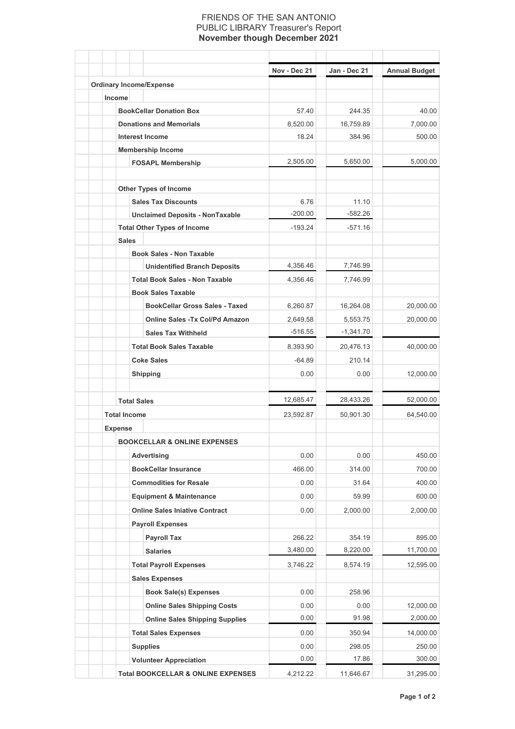# FRIENDS OF THE SAN ANTONIO PUBLIC LIBRARY Treasurer's Report

## November though December 2021

| | Nov - Dec 21 | Jan - Dec 21 | Annual Budget |
|---|---|---|---|
| **Ordinary Income/Expense** | | | |
| **Income** | | | |
| **BookCellar Donation Box** | 57.40 | 244.35 | 40.00 |
| **Donations and Memorials** | 8,520.00 | 16,759.89 | 7,000.00 |
| **Interest Income** | 18.24 | 384.96 | 500.00 |
| **Membership Income** | | | |
| **FOSAPL Membership** | 2,505.00 | 5,650.00 | 5,000.00 |
| **Other Types of Income** | | | |
| **Sales Tax Discounts** | 6.76 | 11.10 | |
| **Unclaimed Deposits - NonTaxable** | -200.00 | -582.26 | |
| **Total Other Types of Income** | -193.24 | -571.16 | |
| **Sales** | | | |
| **Book Sales - Non Taxable** | | | |
| **Unidentified Branch Deposits** | 4,356.46 | 7,746.99 | |
| **Total Book Sales - Non Taxable** | 4,356.46 | 7,746.99 | |
| **Book Sales Taxable** | | | |
| **BookCellar Gross Sales - Taxed** | 6,260.87 | 16,264.08 | 20,000.00 |
| **Online Sales -Tx Col/Pd Amazon** | 2,649.58 | 5,553.75 | 20,000.00 |
| **Sales Tax Withheld** | -516.55 | -1,341.70 | |
| **Total Book Sales Taxable** | 8,393.90 | 20,476.13 | 40,000.00 |
| **Coke Sales** | -64.89 | 210.14 | |
| **Shipping** | 0.00 | 0.00 | 12,000.00 |
| **Total Sales** | 12,685.47 | 28,433.26 | 52,000.00 |
| **Total Income** | 23,592.87 | 50,901.30 | 64,540.00 |
| **Expense** | | | |
| **BOOKCELLAR & ONLINE EXPENSES** | | | |
| **Advertising** | 0.00 | 0.00 | 450.00 |
| **BookCellar Insurance** | 466.00 | 314.00 | 700.00 |
| **Commodities for Resale** | 0.00 | 31.64 | 400.00 |
| **Equipment & Maintenance** | 0.00 | 59.99 | 600.00 |
| **Online Sales Iniative Contract** | 0.00 | 2,000.00 | 2,000.00 |
| **Payroll Expenses** | | | |
| **Payroll Tax** | 266.22 | 354.19 | 895.00 |
| **Salaries** | 3,480.00 | 8,220.00 | 11,700.00 |
| **Total Payroll Expenses** | 3,746.22 | 8,574.19 | 12,595.00 |
| **Sales Expenses** | | | |
| **Book Sale(s) Expenses** | 0.00 | 258.96 | |
| **Online Sales Shipping Costs** | 0.00 | 0.00 | 12,000.00 |
| **Online Sales Shipping Supplies** | 0.00 | 91.98 | 2,000.00 |
| **Total Sales Expenses** | 0.00 | 350.94 | 14,000.00 |
| **Supplies** | 0.00 | 298.05 | 250.00 |
| **Volunteer Appreciation** | 0.00 | 17.86 | 300.00 |
| **Total BOOKCELLAR & ONLINE EXPENSES** | 4,212.22 | 11,646.67 | 31,295.00 |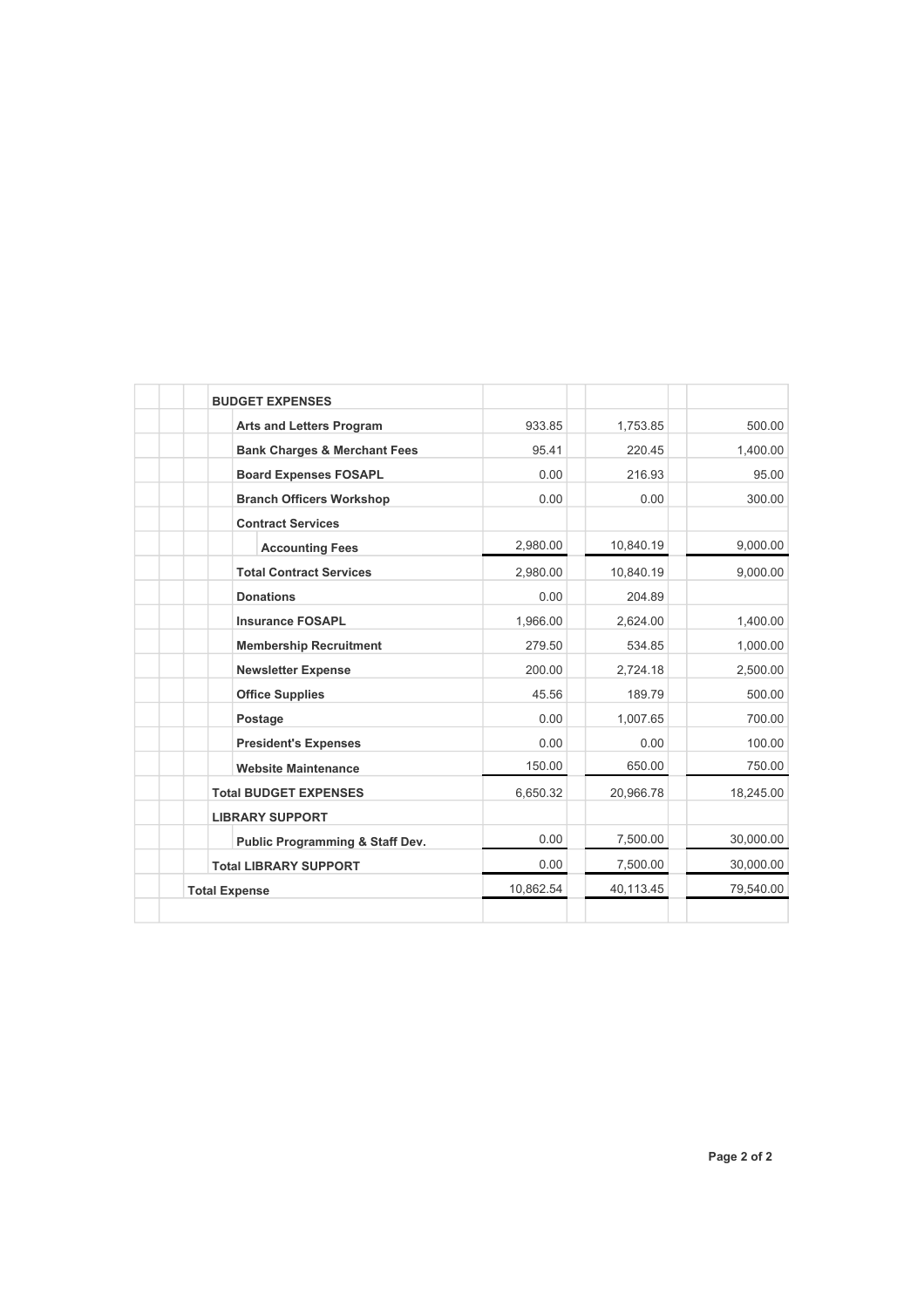| | | | |
|---|---|---|---|
| **BUDGET EXPENSES** | | | |
| **Arts and Letters Program** | 933.85 | 1,753.85 | 500.00 |
| **Bank Charges & Merchant Fees** | 95.41 | 220.45 | 1,400.00 |
| **Board Expenses FOSAPL** | 0.00 | 216.93 | 95.00 |
| **Branch Officers Workshop** | 0.00 | 0.00 | 300.00 |
| **Contract Services** | | | |
| **Accounting Fees** | 2,980.00 | 10,840.19 | 9,000.00 |
| **Total Contract Services** | 2,980.00 | 10,840.19 | 9,000.00 |
| **Donations** | 0.00 | 204.89 | |
| **Insurance FOSAPL** | 1,966.00 | 2,624.00 | 1,400.00 |
| **Membership Recruitment** | 279.50 | 534.85 | 1,000.00 |
| **Newsletter Expense** | 200.00 | 2,724.18 | 2,500.00 |
| **Office Supplies** | 45.56 | 189.79 | 500.00 |
| **Postage** | 0.00 | 1,007.65 | 700.00 |
| **President's Expenses** | 0.00 | 0.00 | 100.00 |
| **Website Maintenance** | 150.00 | 650.00 | 750.00 |
| **Total BUDGET EXPENSES** | 6,650.32 | 20,966.78 | 18,245.00 |
| **LIBRARY SUPPORT** | | | |
| **Public Programming & Staff Dev.** | 0.00 | 7,500.00 | 30,000.00 |
| **Total LIBRARY SUPPORT** | 0.00 | 7,500.00 | 30,000.00 |
| **Total Expense** | 10,862.54 | 40,113.45 | 79,540.00 |